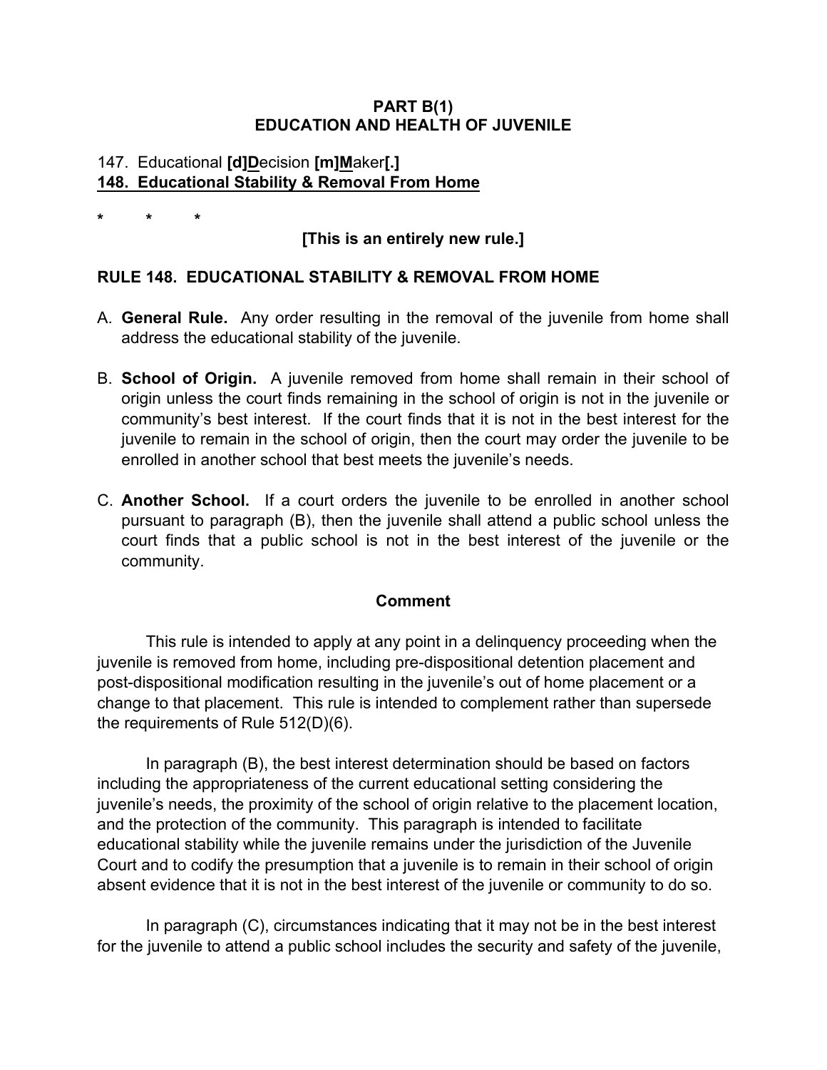**PART B(1)**
**EDUCATION AND HEALTH OF JUVENILE**

147. Educational **[d]**<u>**D**</u>ecision **[m]**<u>**M**</u>aker**[.]**
<u>**148. Educational Stability & Removal From Home**</u>

\*   \*   \*

**[This is an entirely new rule.]**

**RULE 148. EDUCATIONAL STABILITY & REMOVAL FROM HOME**

A. **General Rule.** Any order resulting in the removal of the juvenile from home shall address the educational stability of the juvenile.

B. **School of Origin.** A juvenile removed from home shall remain in their school of origin unless the court finds remaining in the school of origin is not in the juvenile or community's best interest. If the court finds that it is not in the best interest for the juvenile to remain in the school of origin, then the court may order the juvenile to be enrolled in another school that best meets the juvenile's needs.

C. **Another School.** If a court orders the juvenile to be enrolled in another school pursuant to paragraph (B), then the juvenile shall attend a public school unless the court finds that a public school is not in the best interest of the juvenile or the community.

**Comment**

This rule is intended to apply at any point in a delinquency proceeding when the juvenile is removed from home, including pre-dispositional detention placement and post-dispositional modification resulting in the juvenile's out of home placement or a change to that placement. This rule is intended to complement rather than supersede the requirements of Rule 512(D)(6).

In paragraph (B), the best interest determination should be based on factors including the appropriateness of the current educational setting considering the juvenile's needs, the proximity of the school of origin relative to the placement location, and the protection of the community. This paragraph is intended to facilitate educational stability while the juvenile remains under the jurisdiction of the Juvenile Court and to codify the presumption that a juvenile is to remain in their school of origin absent evidence that it is not in the best interest of the juvenile or community to do so.

In paragraph (C), circumstances indicating that it may not be in the best interest for the juvenile to attend a public school includes the security and safety of the juvenile,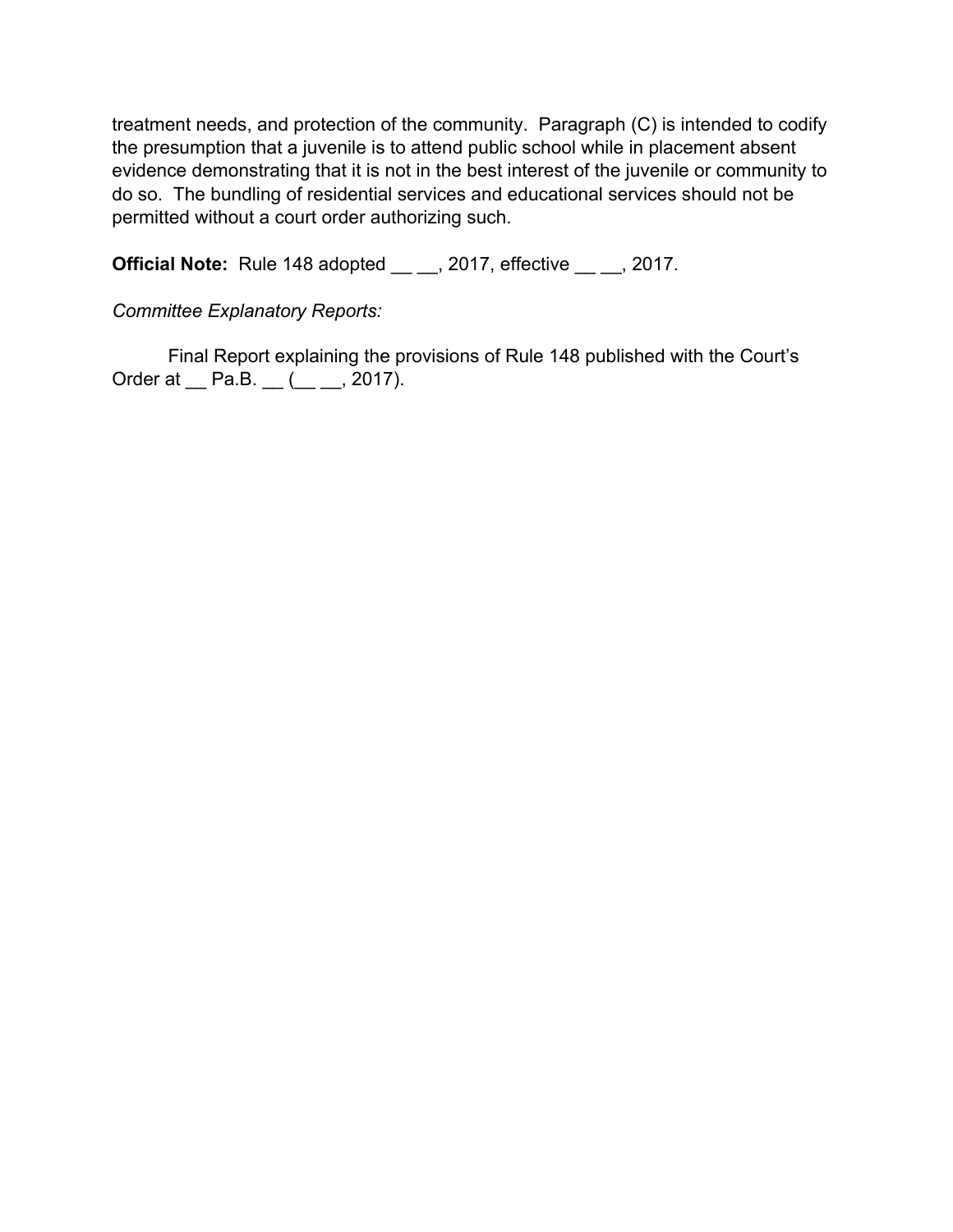treatment needs, and protection of the community. Paragraph (C) is intended to codify the presumption that a juvenile is to attend public school while in placement absent evidence demonstrating that it is not in the best interest of the juvenile or community to do so. The bundling of residential services and educational services should not be permitted without a court order authorizing such.

**Official Note:** Rule 148 adopted __ __, 2017, effective __ __, 2017.

*Committee Explanatory Reports:*

Final Report explaining the provisions of Rule 148 published with the Court's Order at __ Pa.B. __ (__ __, 2017).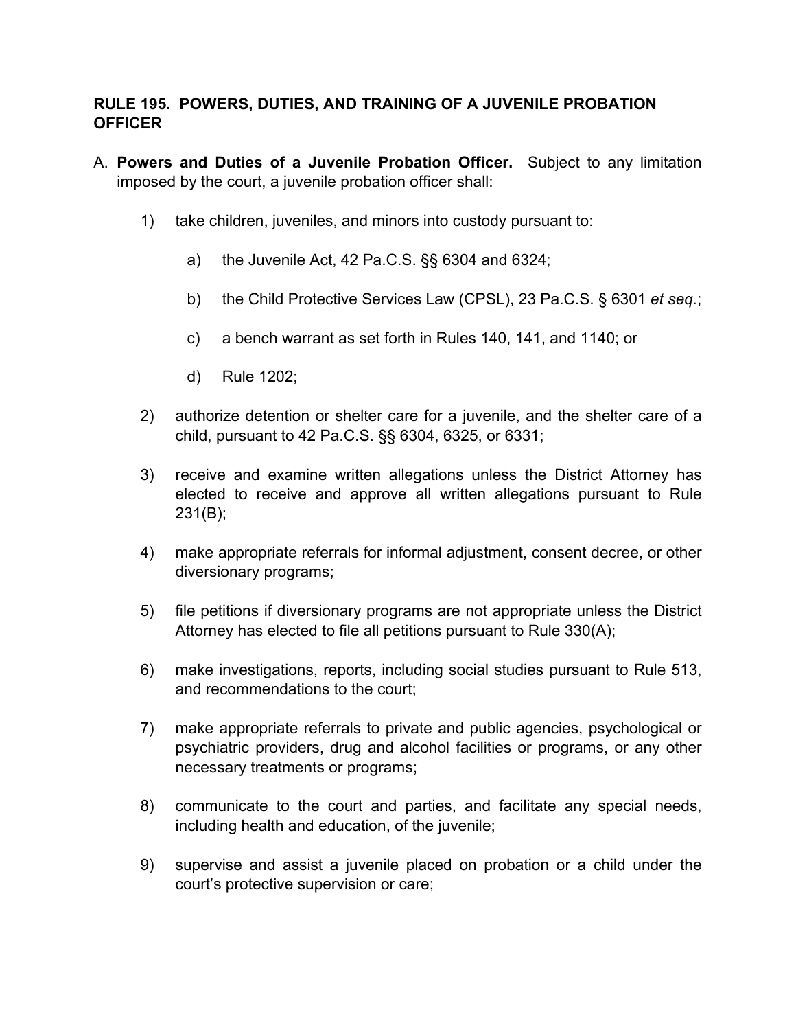## RULE 195. POWERS, DUTIES, AND TRAINING OF A JUVENILE PROBATION OFFICER

A. **Powers and Duties of a Juvenile Probation Officer.** Subject to any limitation imposed by the court, a juvenile probation officer shall:

1) take children, juveniles, and minors into custody pursuant to:

    a) the Juvenile Act, 42 Pa.C.S. §§ 6304 and 6324;

    b) the Child Protective Services Law (CPSL), 23 Pa.C.S. § 6301 *et seq.*;

    c) a bench warrant as set forth in Rules 140, 141, and 1140; or

    d) Rule 1202;

2) authorize detention or shelter care for a juvenile, and the shelter care of a child, pursuant to 42 Pa.C.S. §§ 6304, 6325, or 6331;

3) receive and examine written allegations unless the District Attorney has elected to receive and approve all written allegations pursuant to Rule 231(B);

4) make appropriate referrals for informal adjustment, consent decree, or other diversionary programs;

5) file petitions if diversionary programs are not appropriate unless the District Attorney has elected to file all petitions pursuant to Rule 330(A);

6) make investigations, reports, including social studies pursuant to Rule 513, and recommendations to the court;

7) make appropriate referrals to private and public agencies, psychological or psychiatric providers, drug and alcohol facilities or programs, or any other necessary treatments or programs;

8) communicate to the court and parties, and facilitate any special needs, including health and education, of the juvenile;

9) supervise and assist a juvenile placed on probation or a child under the court's protective supervision or care;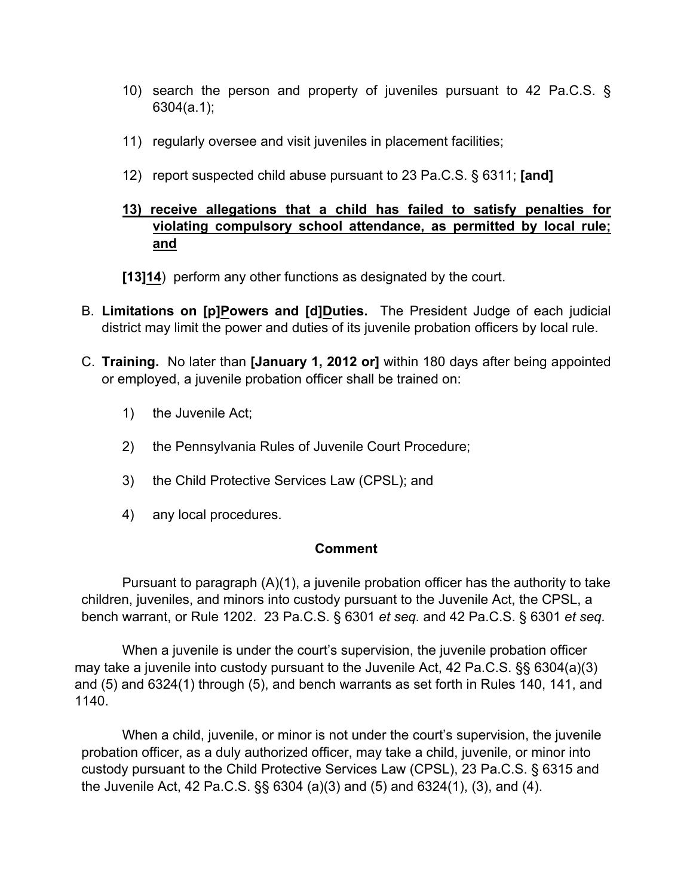10) search the person and property of juveniles pursuant to 42 Pa.C.S. § 6304(a.1);

11) regularly oversee and visit juveniles in placement facilities;

12) report suspected child abuse pursuant to 23 Pa.C.S. § 6311; **[and]**

<u>**13) receive allegations that a child has failed to satisfy penalties for violating compulsory school attendance, as permitted by local rule; and**</u>

**[13]**<u>**14**</u>) perform any other functions as designated by the court.

B. **Limitations on [p]**<u>**P**</u>**owers and [d]**<u>**D**</u>**uties.** The President Judge of each judicial district may limit the power and duties of its juvenile probation officers by local rule.

C. **Training.** No later than **[January 1, 2012 or]** within 180 days after being appointed or employed, a juvenile probation officer shall be trained on:

1) the Juvenile Act;

2) the Pennsylvania Rules of Juvenile Court Procedure;

3) the Child Protective Services Law (CPSL); and

4) any local procedures.

**Comment**

Pursuant to paragraph (A)(1), a juvenile probation officer has the authority to take children, juveniles, and minors into custody pursuant to the Juvenile Act, the CPSL, a bench warrant, or Rule 1202. 23 Pa.C.S. § 6301 *et seq.* and 42 Pa.C.S. § 6301 *et seq.*

When a juvenile is under the court's supervision, the juvenile probation officer may take a juvenile into custody pursuant to the Juvenile Act, 42 Pa.C.S. §§ 6304(a)(3) and (5) and 6324(1) through (5), and bench warrants as set forth in Rules 140, 141, and 1140.

When a child, juvenile, or minor is not under the court's supervision, the juvenile probation officer, as a duly authorized officer, may take a child, juvenile, or minor into custody pursuant to the Child Protective Services Law (CPSL), 23 Pa.C.S. § 6315 and the Juvenile Act, 42 Pa.C.S. §§ 6304 (a)(3) and (5) and 6324(1), (3), and (4).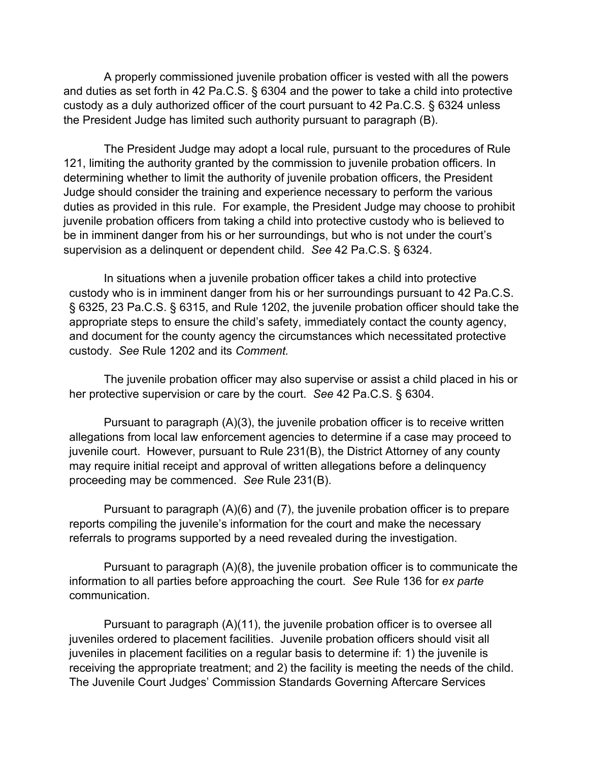A properly commissioned juvenile probation officer is vested with all the powers and duties as set forth in 42 Pa.C.S. § 6304 and the power to take a child into protective custody as a duly authorized officer of the court pursuant to 42 Pa.C.S. § 6324 unless the President Judge has limited such authority pursuant to paragraph (B).

The President Judge may adopt a local rule, pursuant to the procedures of Rule 121, limiting the authority granted by the commission to juvenile probation officers. In determining whether to limit the authority of juvenile probation officers, the President Judge should consider the training and experience necessary to perform the various duties as provided in this rule. For example, the President Judge may choose to prohibit juvenile probation officers from taking a child into protective custody who is believed to be in imminent danger from his or her surroundings, but who is not under the court's supervision as a delinquent or dependent child. *See* 42 Pa.C.S. § 6324.

In situations when a juvenile probation officer takes a child into protective custody who is in imminent danger from his or her surroundings pursuant to 42 Pa.C.S. § 6325, 23 Pa.C.S. § 6315, and Rule 1202, the juvenile probation officer should take the appropriate steps to ensure the child's safety, immediately contact the county agency, and document for the county agency the circumstances which necessitated protective custody. *See* Rule 1202 and its *Comment.*

The juvenile probation officer may also supervise or assist a child placed in his or her protective supervision or care by the court. *See* 42 Pa.C.S. § 6304.

Pursuant to paragraph (A)(3), the juvenile probation officer is to receive written allegations from local law enforcement agencies to determine if a case may proceed to juvenile court. However, pursuant to Rule 231(B), the District Attorney of any county may require initial receipt and approval of written allegations before a delinquency proceeding may be commenced. *See* Rule 231(B).

Pursuant to paragraph (A)(6) and (7), the juvenile probation officer is to prepare reports compiling the juvenile's information for the court and make the necessary referrals to programs supported by a need revealed during the investigation.

Pursuant to paragraph (A)(8), the juvenile probation officer is to communicate the information to all parties before approaching the court. *See* Rule 136 for *ex parte* communication.

Pursuant to paragraph (A)(11), the juvenile probation officer is to oversee all juveniles ordered to placement facilities. Juvenile probation officers should visit all juveniles in placement facilities on a regular basis to determine if: 1) the juvenile is receiving the appropriate treatment; and 2) the facility is meeting the needs of the child. The Juvenile Court Judges' Commission Standards Governing Aftercare Services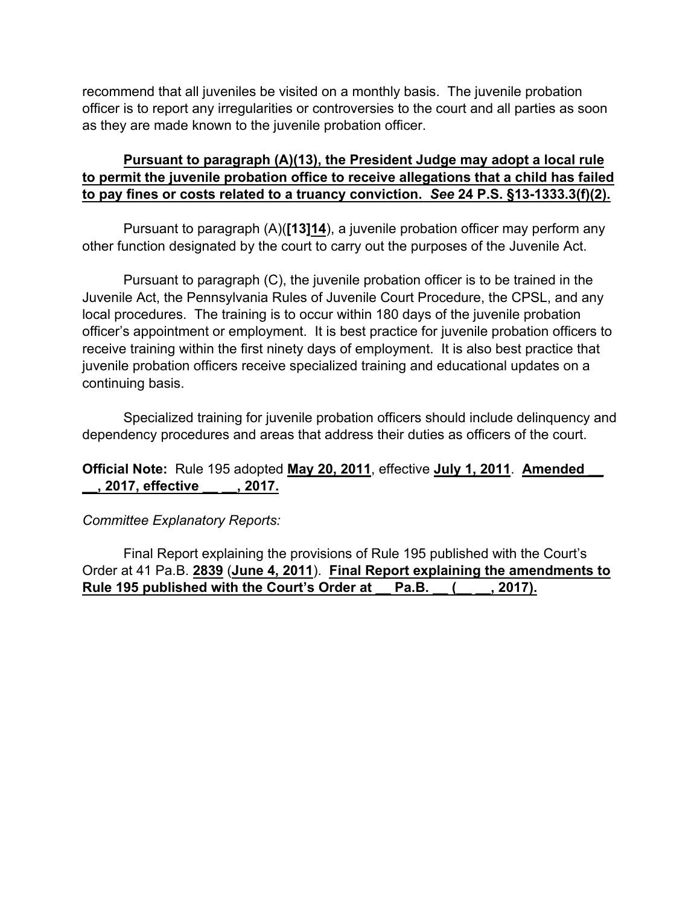recommend that all juveniles be visited on a monthly basis. The juvenile probation officer is to report any irregularities or controversies to the court and all parties as soon as they are made known to the juvenile probation officer.

**Pursuant to paragraph (A)(13), the President Judge may adopt a local rule to permit the juvenile probation office to receive allegations that a child has failed to pay fines or costs related to a truancy conviction. *See* 24 P.S. §13-1333.3(f)(2).**

Pursuant to paragraph (A)(**[13]14**), a juvenile probation officer may perform any other function designated by the court to carry out the purposes of the Juvenile Act.

Pursuant to paragraph (C), the juvenile probation officer is to be trained in the Juvenile Act, the Pennsylvania Rules of Juvenile Court Procedure, the CPSL, and any local procedures. The training is to occur within 180 days of the juvenile probation officer's appointment or employment. It is best practice for juvenile probation officers to receive training within the first ninety days of employment. It is also best practice that juvenile probation officers receive specialized training and educational updates on a continuing basis.

Specialized training for juvenile probation officers should include delinquency and dependency procedures and areas that address their duties as officers of the court.

**Official Note:** Rule 195 adopted **May 20, 2011**, effective **July 1, 2011**. **Amended __ __, 2017, effective __ __, 2017.**

*Committee Explanatory Reports:*

Final Report explaining the provisions of Rule 195 published with the Court's Order at 41 Pa.B. **2839** (**June 4, 2011**). **Final Report explaining the amendments to Rule 195 published with the Court's Order at __ Pa.B. __ (__ __, 2017).**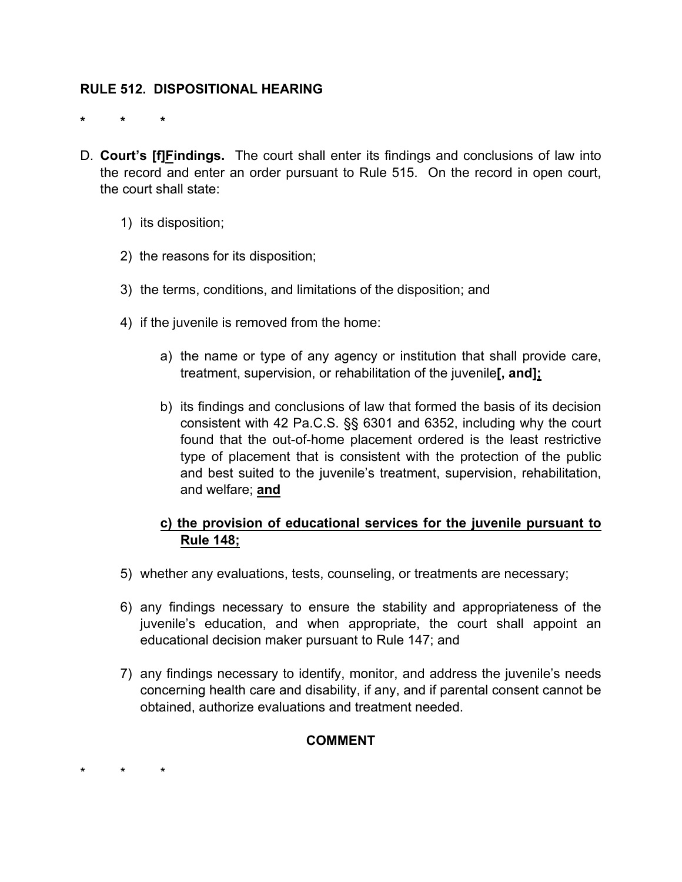**RULE 512. DISPOSITIONAL HEARING**

\* \* \*

D. **Court's [f]**<u>**F**</u>**indings.** The court shall enter its findings and conclusions of law into the record and enter an order pursuant to Rule 515. On the record in open court, the court shall state:

   1) its disposition;

   2) the reasons for its disposition;

   3) the terms, conditions, and limitations of the disposition; and

   4) if the juvenile is removed from the home:

      a) the name or type of any agency or institution that shall provide care, treatment, supervision, or rehabilitation of the juvenile**[, and]**<u>**;**</u>

      b) its findings and conclusions of law that formed the basis of its decision consistent with 42 Pa.C.S. §§ 6301 and 6352, including why the court found that the out-of-home placement ordered is the least restrictive type of placement that is consistent with the protection of the public and best suited to the juvenile's treatment, supervision, rehabilitation, and welfare; <u>**and**</u>

      <u>**c) the provision of educational services for the juvenile pursuant to Rule 148;**</u>

   5) whether any evaluations, tests, counseling, or treatments are necessary;

   6) any findings necessary to ensure the stability and appropriateness of the juvenile's education, and when appropriate, the court shall appoint an educational decision maker pursuant to Rule 147; and

   7) any findings necessary to identify, monitor, and address the juvenile's needs concerning health care and disability, if any, and if parental consent cannot be obtained, authorize evaluations and treatment needed.

**COMMENT**

\* \* \*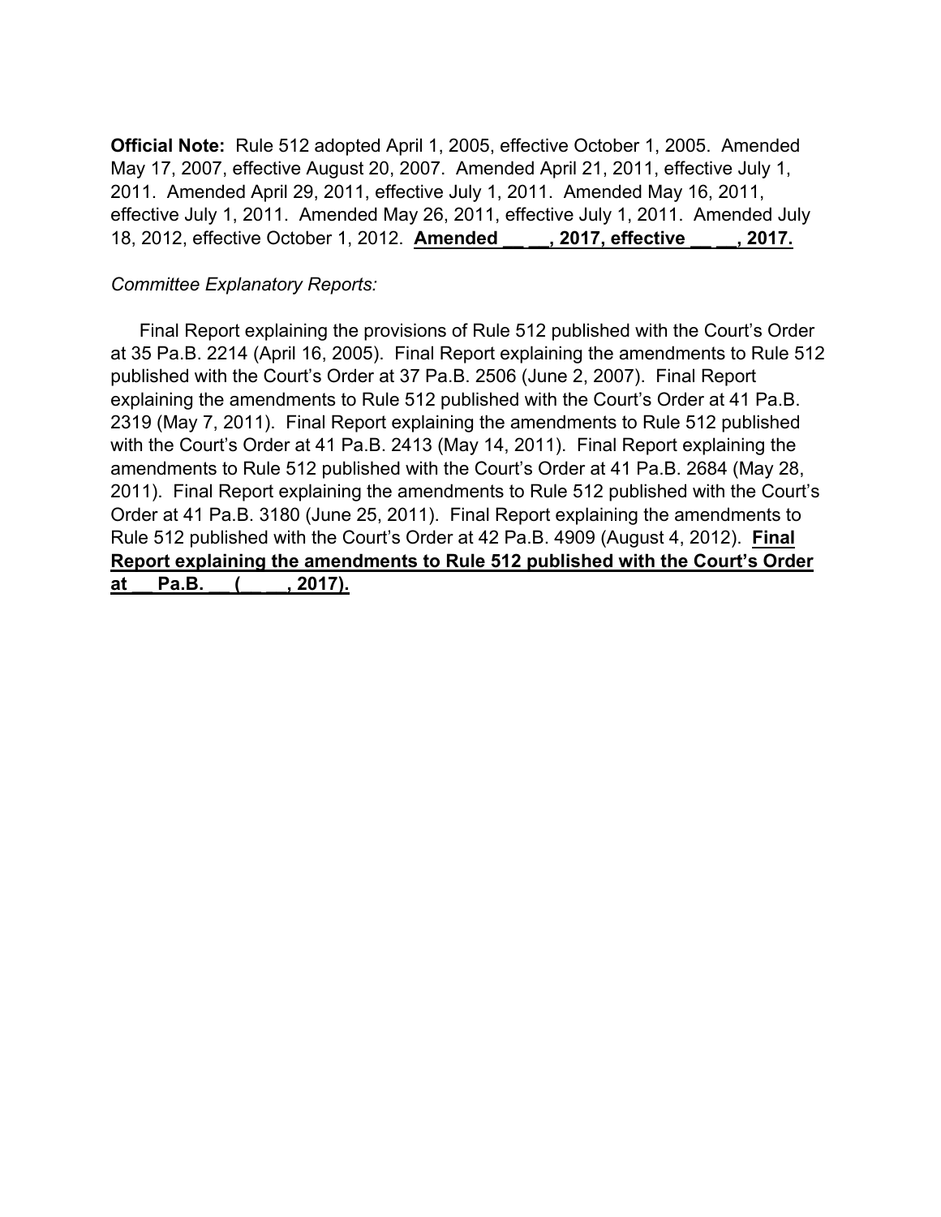**Official Note:** Rule 512 adopted April 1, 2005, effective October 1, 2005. Amended May 17, 2007, effective August 20, 2007. Amended April 21, 2011, effective July 1, 2011. Amended April 29, 2011, effective July 1, 2011. Amended May 16, 2011, effective July 1, 2011. Amended May 26, 2011, effective July 1, 2011. Amended July 18, 2012, effective October 1, 2012. **<u>Amended __ __, 2017, effective __ __, 2017.</u>**

*Committee Explanatory Reports:*

Final Report explaining the provisions of Rule 512 published with the Court's Order at 35 Pa.B. 2214 (April 16, 2005). Final Report explaining the amendments to Rule 512 published with the Court's Order at 37 Pa.B. 2506 (June 2, 2007). Final Report explaining the amendments to Rule 512 published with the Court's Order at 41 Pa.B. 2319 (May 7, 2011). Final Report explaining the amendments to Rule 512 published with the Court's Order at 41 Pa.B. 2413 (May 14, 2011). Final Report explaining the amendments to Rule 512 published with the Court's Order at 41 Pa.B. 2684 (May 28, 2011). Final Report explaining the amendments to Rule 512 published with the Court's Order at 41 Pa.B. 3180 (June 25, 2011). Final Report explaining the amendments to Rule 512 published with the Court's Order at 42 Pa.B. 4909 (August 4, 2012). **<u>Final Report explaining the amendments to Rule 512 published with the Court's Order at __ Pa.B. __ (__ __, 2017).</u>**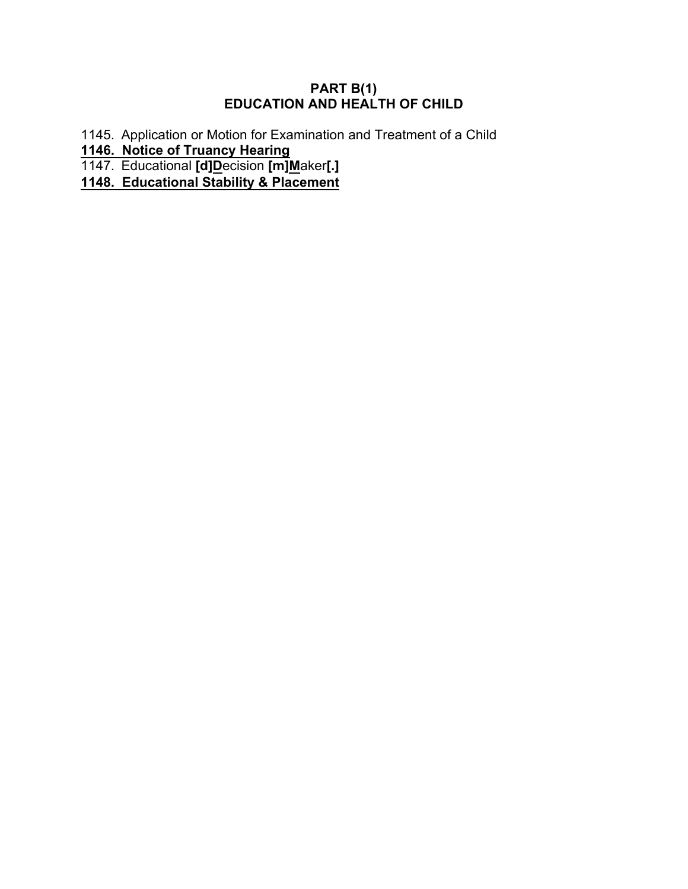## PART B(1)
## EDUCATION AND HEALTH OF CHILD

1145. Application or Motion for Examination and Treatment of a Child

**1146. Notice of Truancy Hearing**

1147. Educational **[d]D**ecision **[m]M**aker**[.]**

**1148. Educational Stability & Placement**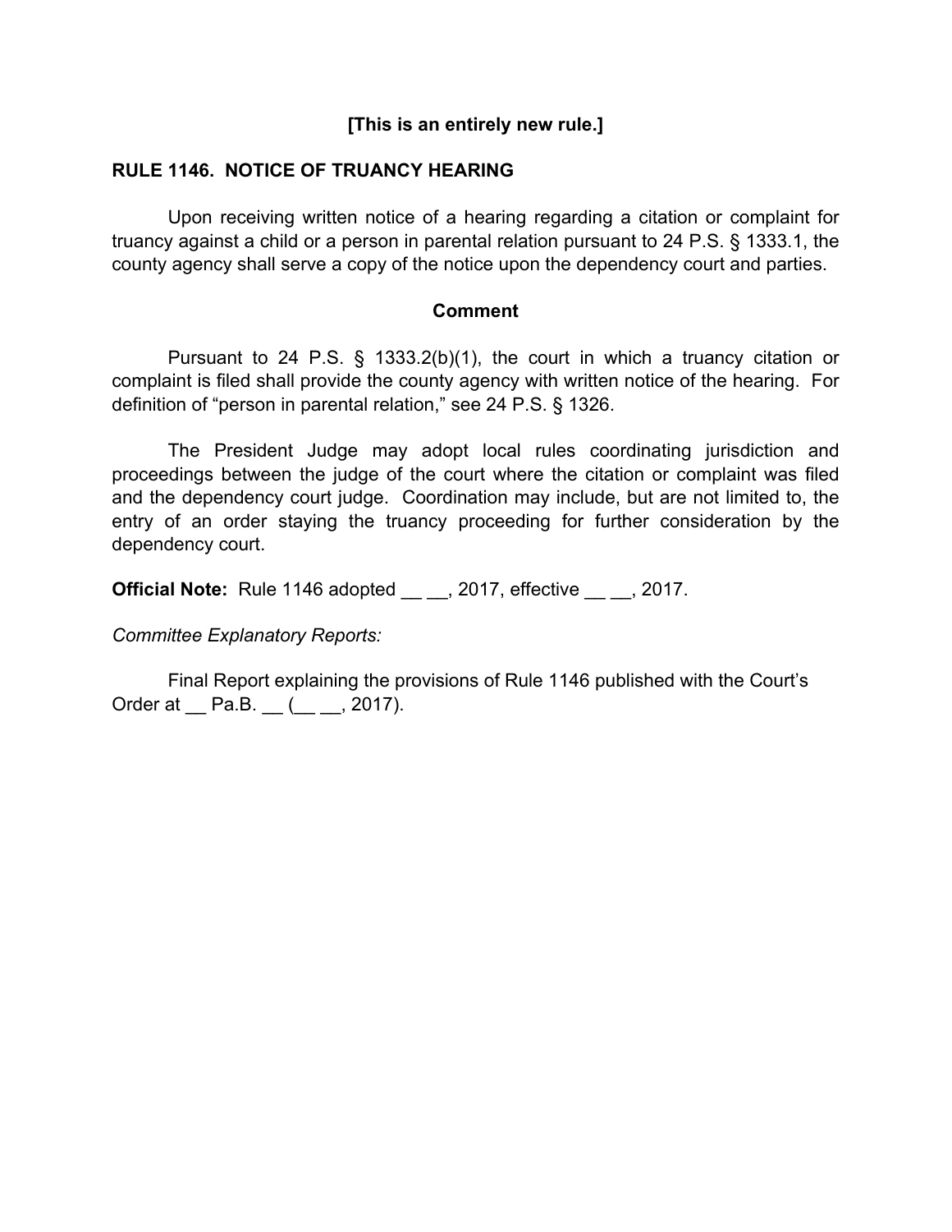**[This is an entirely new rule.]**

## RULE 1146. NOTICE OF TRUANCY HEARING

Upon receiving written notice of a hearing regarding a citation or complaint for truancy against a child or a person in parental relation pursuant to 24 P.S. § 1333.1, the county agency shall serve a copy of the notice upon the dependency court and parties.

### Comment

Pursuant to 24 P.S. § 1333.2(b)(1), the court in which a truancy citation or complaint is filed shall provide the county agency with written notice of the hearing. For definition of "person in parental relation," see 24 P.S. § 1326.

The President Judge may adopt local rules coordinating jurisdiction and proceedings between the judge of the court where the citation or complaint was filed and the dependency court judge. Coordination may include, but are not limited to, the entry of an order staying the truancy proceeding for further consideration by the dependency court.

**Official Note:** Rule 1146 adopted __ __, 2017, effective __ __, 2017.

*Committee Explanatory Reports:*

Final Report explaining the provisions of Rule 1146 published with the Court's Order at __ Pa.B. __ (__ __, 2017).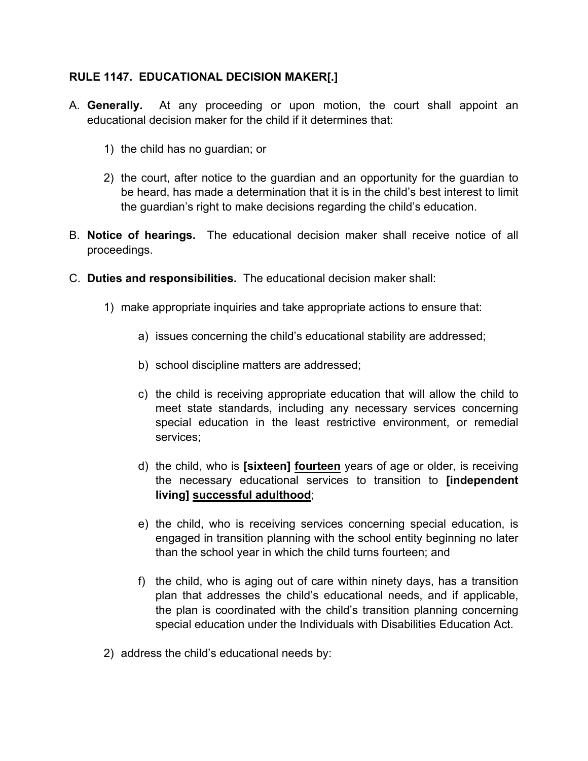**RULE 1147. EDUCATIONAL DECISION MAKER[.]**

A. **Generally.** At any proceeding or upon motion, the court shall appoint an educational decision maker for the child if it determines that:

   1) the child has no guardian; or

   2) the court, after notice to the guardian and an opportunity for the guardian to be heard, has made a determination that it is in the child's best interest to limit the guardian's right to make decisions regarding the child's education.

B. **Notice of hearings.** The educational decision maker shall receive notice of all proceedings.

C. **Duties and responsibilities.** The educational decision maker shall:

   1) make appropriate inquiries and take appropriate actions to ensure that:

      a) issues concerning the child's educational stability are addressed;

      b) school discipline matters are addressed;

      c) the child is receiving appropriate education that will allow the child to meet state standards, including any necessary services concerning special education in the least restrictive environment, or remedial services;

      d) the child, who is **[sixteen]** **<u>fourteen</u>** years of age or older, is receiving the necessary educational services to transition to **[independent living]** **<u>successful adulthood</u>**;

      e) the child, who is receiving services concerning special education, is engaged in transition planning with the school entity beginning no later than the school year in which the child turns fourteen; and

      f) the child, who is aging out of care within ninety days, has a transition plan that addresses the child's educational needs, and if applicable, the plan is coordinated with the child's transition planning concerning special education under the Individuals with Disabilities Education Act.

   2) address the child's educational needs by: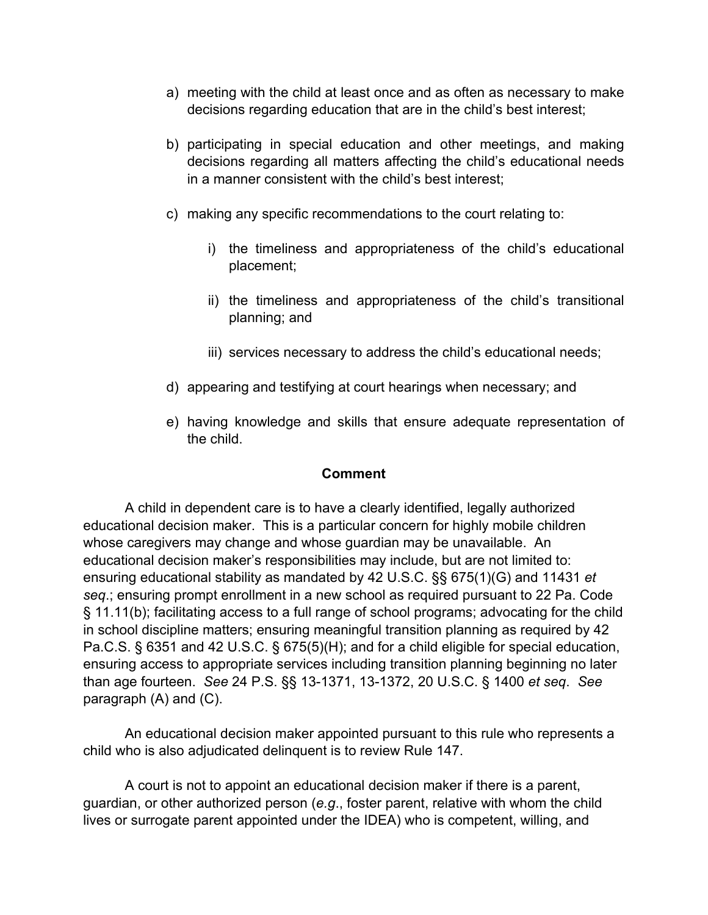a) meeting with the child at least once and as often as necessary to make decisions regarding education that are in the child's best interest;

b) participating in special education and other meetings, and making decisions regarding all matters affecting the child's educational needs in a manner consistent with the child's best interest;

c) making any specific recommendations to the court relating to:

   i) the timeliness and appropriateness of the child's educational placement;

   ii) the timeliness and appropriateness of the child's transitional planning; and

   iii) services necessary to address the child's educational needs;

d) appearing and testifying at court hearings when necessary; and

e) having knowledge and skills that ensure adequate representation of the child.

**Comment**

A child in dependent care is to have a clearly identified, legally authorized educational decision maker. This is a particular concern for highly mobile children whose caregivers may change and whose guardian may be unavailable. An educational decision maker's responsibilities may include, but are not limited to: ensuring educational stability as mandated by 42 U.S.C. §§ 675(1)(G) and 11431 *et seq*.; ensuring prompt enrollment in a new school as required pursuant to 22 Pa. Code § 11.11(b); facilitating access to a full range of school programs; advocating for the child in school discipline matters; ensuring meaningful transition planning as required by 42 Pa.C.S. § 6351 and 42 U.S.C. § 675(5)(H); and for a child eligible for special education, ensuring access to appropriate services including transition planning beginning no later than age fourteen. *See* 24 P.S. §§ 13-1371, 13-1372, 20 U.S.C. § 1400 *et seq*. *See* paragraph (A) and (C).

An educational decision maker appointed pursuant to this rule who represents a child who is also adjudicated delinquent is to review Rule 147.

A court is not to appoint an educational decision maker if there is a parent, guardian, or other authorized person (*e.g.*, foster parent, relative with whom the child lives or surrogate parent appointed under the IDEA) who is competent, willing, and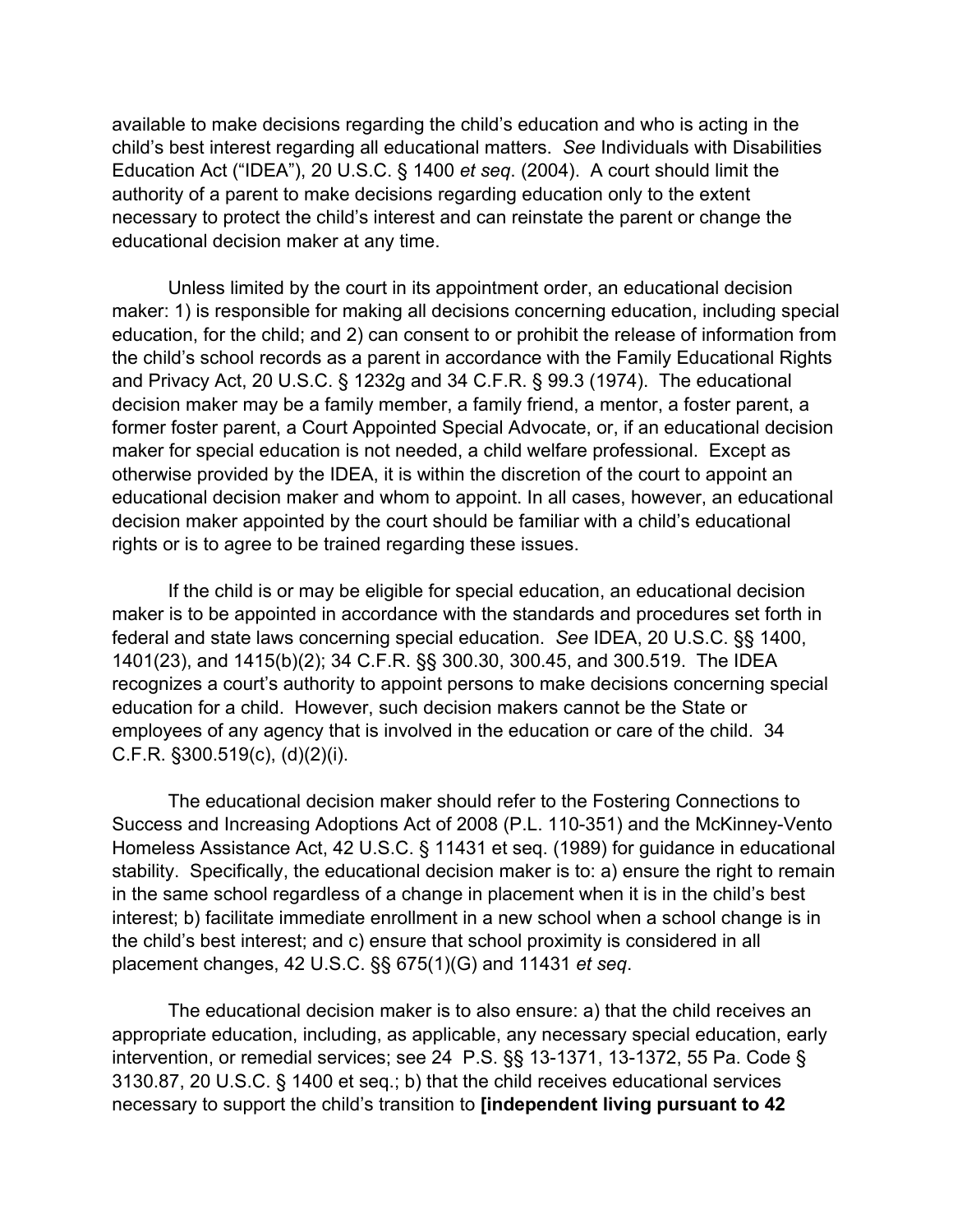available to make decisions regarding the child's education and who is acting in the child's best interest regarding all educational matters. *See* Individuals with Disabilities Education Act ("IDEA"), 20 U.S.C. § 1400 *et seq*. (2004). A court should limit the authority of a parent to make decisions regarding education only to the extent necessary to protect the child's interest and can reinstate the parent or change the educational decision maker at any time.

Unless limited by the court in its appointment order, an educational decision maker: 1) is responsible for making all decisions concerning education, including special education, for the child; and 2) can consent to or prohibit the release of information from the child's school records as a parent in accordance with the Family Educational Rights and Privacy Act, 20 U.S.C. § 1232g and 34 C.F.R. § 99.3 (1974). The educational decision maker may be a family member, a family friend, a mentor, a foster parent, a former foster parent, a Court Appointed Special Advocate, or, if an educational decision maker for special education is not needed, a child welfare professional. Except as otherwise provided by the IDEA, it is within the discretion of the court to appoint an educational decision maker and whom to appoint. In all cases, however, an educational decision maker appointed by the court should be familiar with a child's educational rights or is to agree to be trained regarding these issues.

If the child is or may be eligible for special education, an educational decision maker is to be appointed in accordance with the standards and procedures set forth in federal and state laws concerning special education. *See* IDEA, 20 U.S.C. §§ 1400, 1401(23), and 1415(b)(2); 34 C.F.R. §§ 300.30, 300.45, and 300.519. The IDEA recognizes a court's authority to appoint persons to make decisions concerning special education for a child. However, such decision makers cannot be the State or employees of any agency that is involved in the education or care of the child. 34 C.F.R. §300.519(c), (d)(2)(i).

The educational decision maker should refer to the Fostering Connections to Success and Increasing Adoptions Act of 2008 (P.L. 110-351) and the McKinney-Vento Homeless Assistance Act, 42 U.S.C. § 11431 et seq. (1989) for guidance in educational stability. Specifically, the educational decision maker is to: a) ensure the right to remain in the same school regardless of a change in placement when it is in the child's best interest; b) facilitate immediate enrollment in a new school when a school change is in the child's best interest; and c) ensure that school proximity is considered in all placement changes, 42 U.S.C. §§ 675(1)(G) and 11431 *et seq*.

The educational decision maker is to also ensure: a) that the child receives an appropriate education, including, as applicable, any necessary special education, early intervention, or remedial services; see 24 P.S. §§ 13-1371, 13-1372, 55 Pa. Code § 3130.87, 20 U.S.C. § 1400 et seq.; b) that the child receives educational services necessary to support the child's transition to **[independent living pursuant to 42**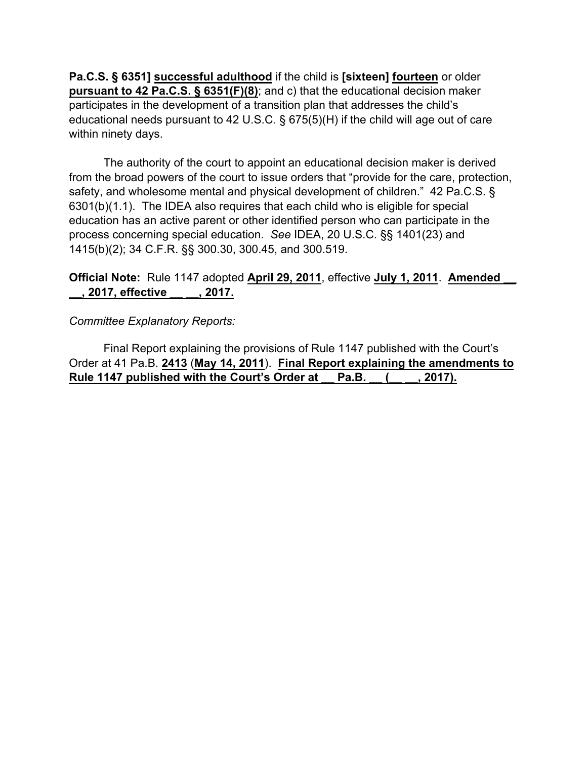**Pa.C.S. § 6351]** <u>**successful adulthood**</u> if the child is **[sixteen]** <u>**fourteen**</u> or older <u>**pursuant to 42 Pa.C.S. § 6351(F)(8)**</u>; and c) that the educational decision maker participates in the development of a transition plan that addresses the child's educational needs pursuant to 42 U.S.C. § 675(5)(H) if the child will age out of care within ninety days.

The authority of the court to appoint an educational decision maker is derived from the broad powers of the court to issue orders that "provide for the care, protection, safety, and wholesome mental and physical development of children." 42 Pa.C.S. § 6301(b)(1.1). The IDEA also requires that each child who is eligible for special education has an active parent or other identified person who can participate in the process concerning special education. *See* IDEA, 20 U.S.C. §§ 1401(23) and 1415(b)(2); 34 C.F.R. §§ 300.30, 300.45, and 300.519.

**Official Note:** Rule 1147 adopted <u>**April 29, 2011**</u>, effective <u>**July 1, 2011**</u>. <u>**Amended __ __, 2017, effective __ __, 2017.**</u>

*Committee Explanatory Reports:*

Final Report explaining the provisions of Rule 1147 published with the Court's Order at 41 Pa.B. <u>**2413**</u> (<u>**May 14, 2011**</u>). <u>**Final Report explaining the amendments to Rule 1147 published with the Court's Order at __ Pa.B. __ (__ __, 2017).**</u>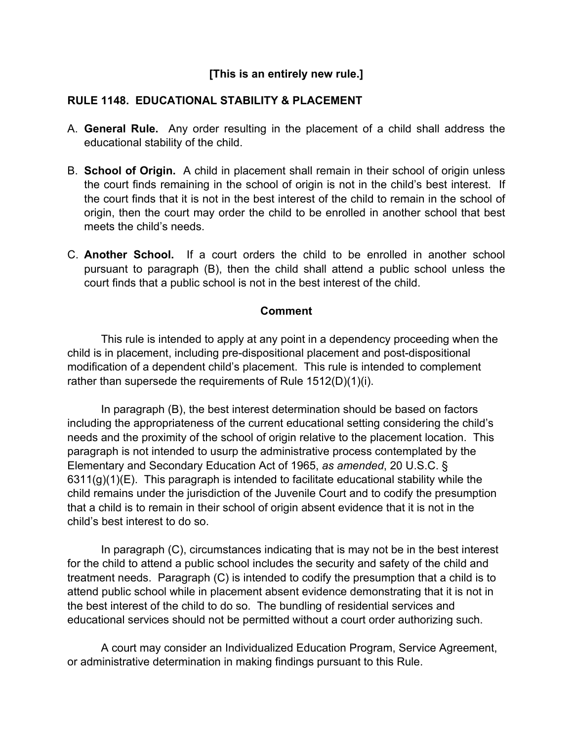**[This is an entirely new rule.]**

## RULE 1148. EDUCATIONAL STABILITY & PLACEMENT

A. **General Rule.** Any order resulting in the placement of a child shall address the educational stability of the child.

B. **School of Origin.** A child in placement shall remain in their school of origin unless the court finds remaining in the school of origin is not in the child's best interest. If the court finds that it is not in the best interest of the child to remain in the school of origin, then the court may order the child to be enrolled in another school that best meets the child's needs.

C. **Another School.** If a court orders the child to be enrolled in another school pursuant to paragraph (B), then the child shall attend a public school unless the court finds that a public school is not in the best interest of the child.

### Comment

This rule is intended to apply at any point in a dependency proceeding when the child is in placement, including pre-dispositional placement and post-dispositional modification of a dependent child's placement. This rule is intended to complement rather than supersede the requirements of Rule 1512(D)(1)(i).

In paragraph (B), the best interest determination should be based on factors including the appropriateness of the current educational setting considering the child's needs and the proximity of the school of origin relative to the placement location. This paragraph is not intended to usurp the administrative process contemplated by the Elementary and Secondary Education Act of 1965, *as amended*, 20 U.S.C. § 6311(g)(1)(E). This paragraph is intended to facilitate educational stability while the child remains under the jurisdiction of the Juvenile Court and to codify the presumption that a child is to remain in their school of origin absent evidence that it is not in the child's best interest to do so.

In paragraph (C), circumstances indicating that is may not be in the best interest for the child to attend a public school includes the security and safety of the child and treatment needs. Paragraph (C) is intended to codify the presumption that a child is to attend public school while in placement absent evidence demonstrating that it is not in the best interest of the child to do so. The bundling of residential services and educational services should not be permitted without a court order authorizing such.

A court may consider an Individualized Education Program, Service Agreement, or administrative determination in making findings pursuant to this Rule.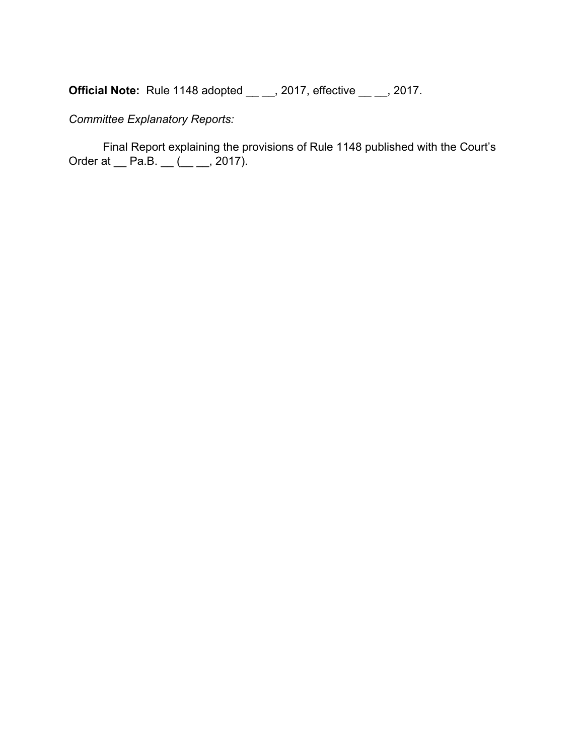**Official Note:** Rule 1148 adopted __ __, 2017, effective __ __, 2017.

*Committee Explanatory Reports:*

Final Report explaining the provisions of Rule 1148 published with the Court's Order at __ Pa.B. __ (__ __, 2017).